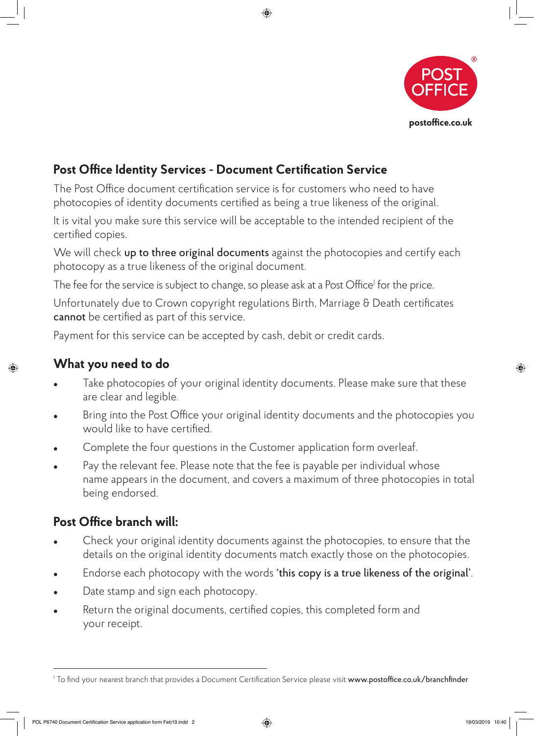POST OFFICE

postoffice.co.uk

## Post Office Identity Services - Document Certification Service

The Post Office document certification service is for customers who need to have photocopies of identity documents certified as being a true likeness of the original.

It is vital you make sure this service will be acceptable to the intended recipient of the certified copies.

We will check **up to three original documents** against the photocopies and certify each photocopy as a true likeness of the original document.

The fee for the service is subject to change, so please ask at a Post Office[1] for the price.

Unfortunately due to Crown copyright regulations Birth, Marriage & Death certificates **cannot** be certified as part of this service.

Payment for this service can be accepted by cash, debit or credit cards.

## What you need to do

- Take photocopies of your original identity documents. Please make sure that these are clear and legible.
- Bring into the Post Office your original identity documents and the photocopies you would like to have certified.
- Complete the four questions in the Customer application form overleaf.
- Pay the relevant fee. Please note that the fee is payable per individual whose name appears in the document, and covers a maximum of three photocopies in total being endorsed.

## Post Office branch will:

- Check your original identity documents against the photocopies, to ensure that the details on the original identity documents match exactly those on the photocopies.
- Endorse each photocopy with the words **'this copy is a true likeness of the original'**.
- Date stamp and sign each photocopy.
- Return the original documents, certified copies, this completed form and your receipt.

---

[1] To find your nearest branch that provides a Document Certification Service please visit **www.postoffice.co.uk/branchfinder**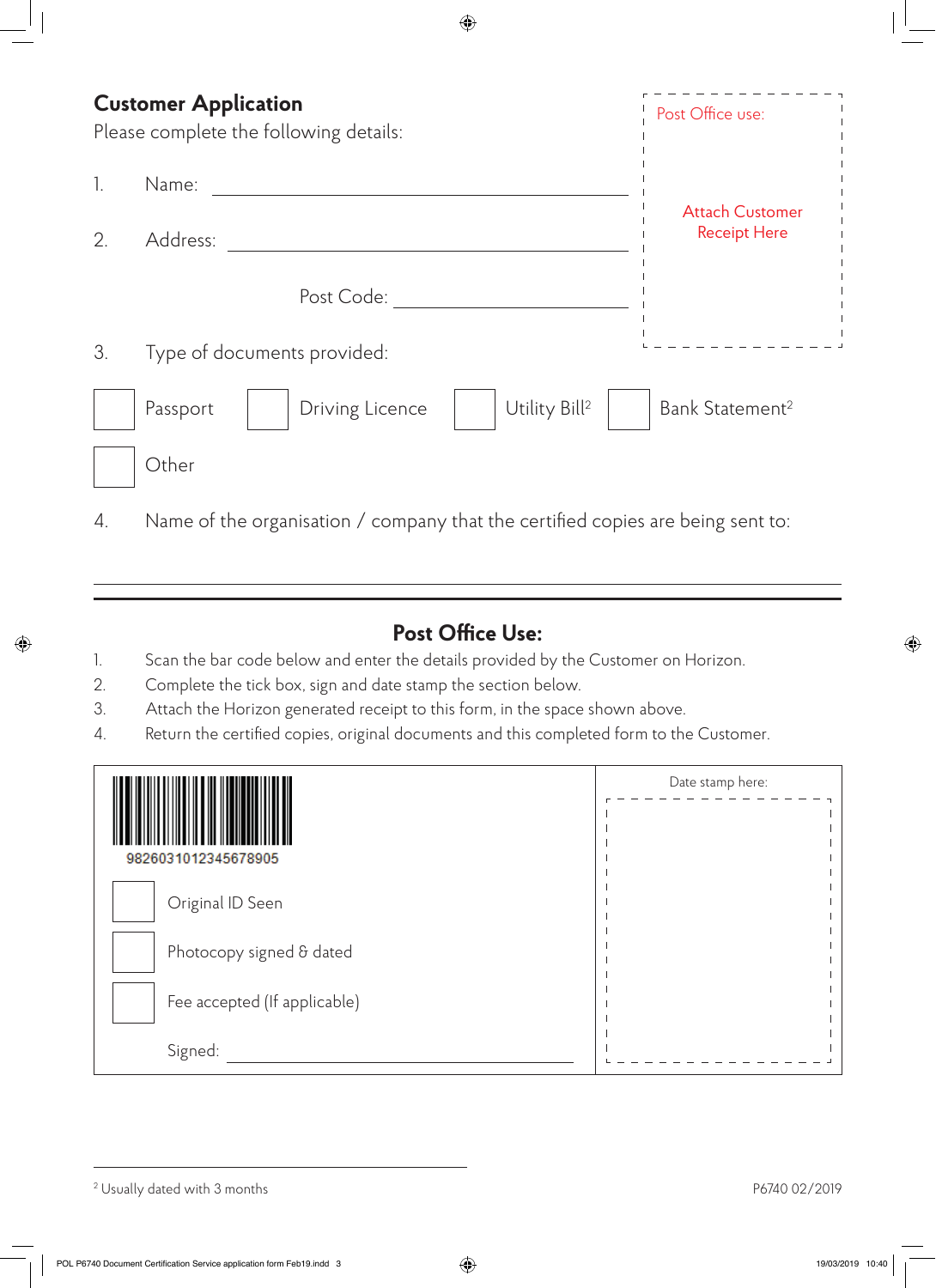## Customer Application

Please complete the following details:

1. Name: ______________________________

2. Address: ______________________________

   Post Code: ______________________________

3. Type of documents provided:

☐ Passport ☐ Driving Licence ☐ Utility Bill[2] ☐ Bank Statement[2]

☐ Other

4. Name of the organisation / company that the certified copies are being sent to:

______________________________

Post Office use:

Attach Customer Receipt Here

---

## Post Office Use:

1. Scan the bar code below and enter the details provided by the Customer on Horizon.
2. Complete the tick box, sign and date stamp the section below.
3. Attach the Horizon generated receipt to this form, in the space shown above.
4. Return the certified copies, original documents and this completed form to the Customer.

9826031012345678905

☐ Original ID Seen

☐ Photocopy signed & dated

☐ Fee accepted (If applicable)

Signed: ______________________________

Date stamp here:

---

[2] Usually dated with 3 months

P6740 02/2019